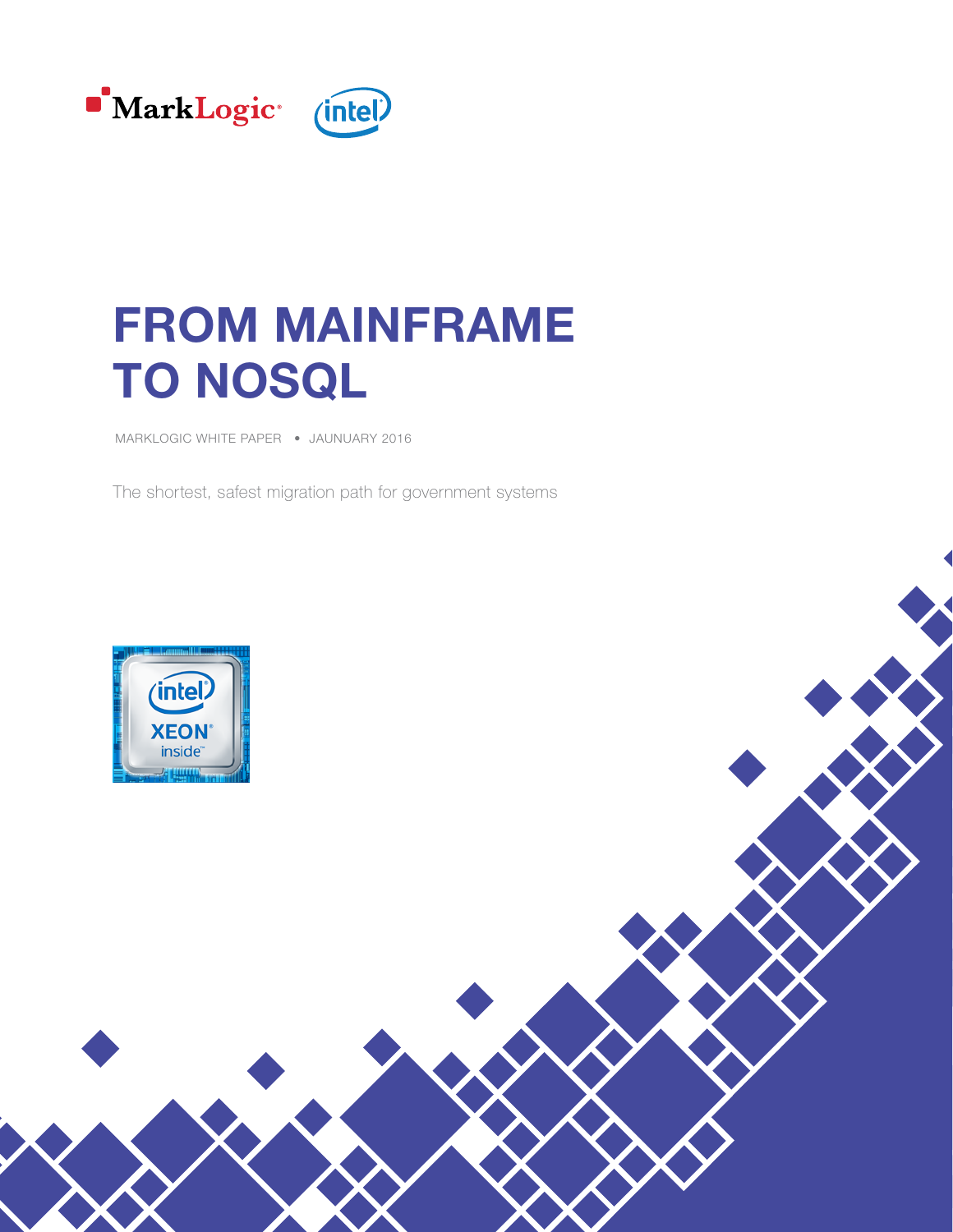# FROM MAINFRAME TO NOSQL

MARKLOGIC WHITE PAPER • JAUNUARY 2016

The shortest, safest migration path for government systems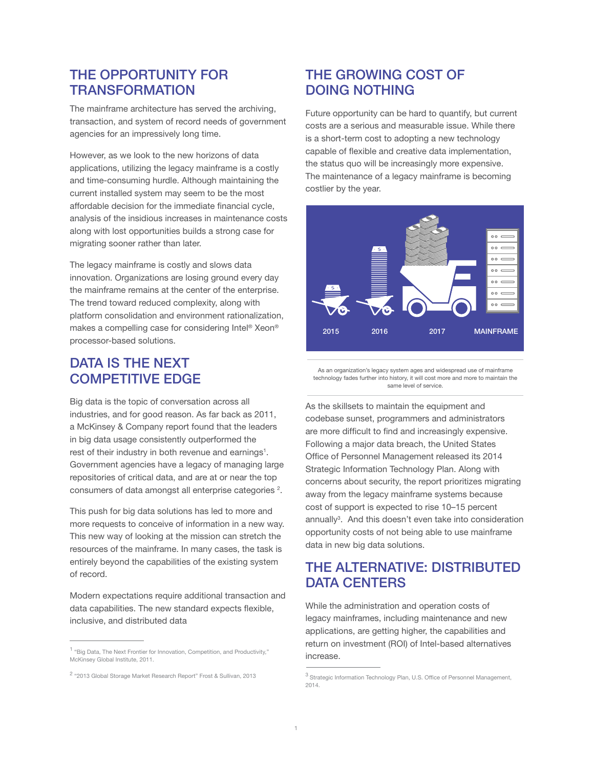## THE OPPORTUNITY FOR TRANSFORMATION

The mainframe architecture has served the archiving, transaction, and system of record needs of government agencies for an impressively long time.

However, as we look to the new horizons of data applications, utilizing the legacy mainframe is a costly and time-consuming hurdle. Although maintaining the current installed system may seem to be the most affordable decision for the immediate financial cycle, analysis of the insidious increases in maintenance costs along with lost opportunities builds a strong case for migrating sooner rather than later.

The legacy mainframe is costly and slows data innovation. Organizations are losing ground every day the mainframe remains at the center of the enterprise. The trend toward reduced complexity, along with platform consolidation and environment rationalization, makes a compelling case for considering Intel® Xeon® processor-based solutions.

## DATA IS THE NEXT COMPETITIVE EDGE

Big data is the topic of conversation across all industries, and for good reason. As far back as 2011, a McKinsey & Company report found that the leaders in big data usage consistently outperformed the rest of their industry in both revenue and earnings[1]. Government agencies have a legacy of managing large repositories of critical data, and are at or near the top consumers of data amongst all enterprise categories [2].

This push for big data solutions has led to more and more requests to conceive of information in a new way. This new way of looking at the mission can stretch the resources of the mainframe. In many cases, the task is entirely beyond the capabilities of the existing system of record.

Modern expectations require additional transaction and data capabilities. The new standard expects flexible, inclusive, and distributed data

[1] "Big Data, The Next Frontier for Innovation, Competition, and Productivity," McKinsey Global Institute, 2011.

[2] "2013 Global Storage Market Research Report" Frost & Sullivan, 2013

## THE GROWING COST OF DOING NOTHING

Future opportunity can be hard to quantify, but current costs are a serious and measurable issue. While there is a short-term cost to adopting a new technology capable of flexible and creative data implementation, the status quo will be increasingly more expensive. The maintenance of a legacy mainframe is becoming costlier by the year.

2015 2016 2017 MAINFRAME

As an organization's legacy system ages and widespread use of mainframe technology fades further into history, it will cost more and more to maintain the same level of service.

As the skillsets to maintain the equipment and codebase sunset, programmers and administrators are more difficult to find and increasingly expensive. Following a major data breach, the United States Office of Personnel Management released its 2014 Strategic Information Technology Plan. Along with concerns about security, the report prioritizes migrating away from the legacy mainframe systems because cost of support is expected to rise 10–15 percent annually[3]. And this doesn't even take into consideration opportunity costs of not being able to use mainframe data in new big data solutions.

## THE ALTERNATIVE: DISTRIBUTED DATA CENTERS

While the administration and operation costs of legacy mainframes, including maintenance and new applications, are getting higher, the capabilities and return on investment (ROI) of Intel-based alternatives increase.

[3] Strategic Information Technology Plan, U.S. Office of Personnel Management, 2014.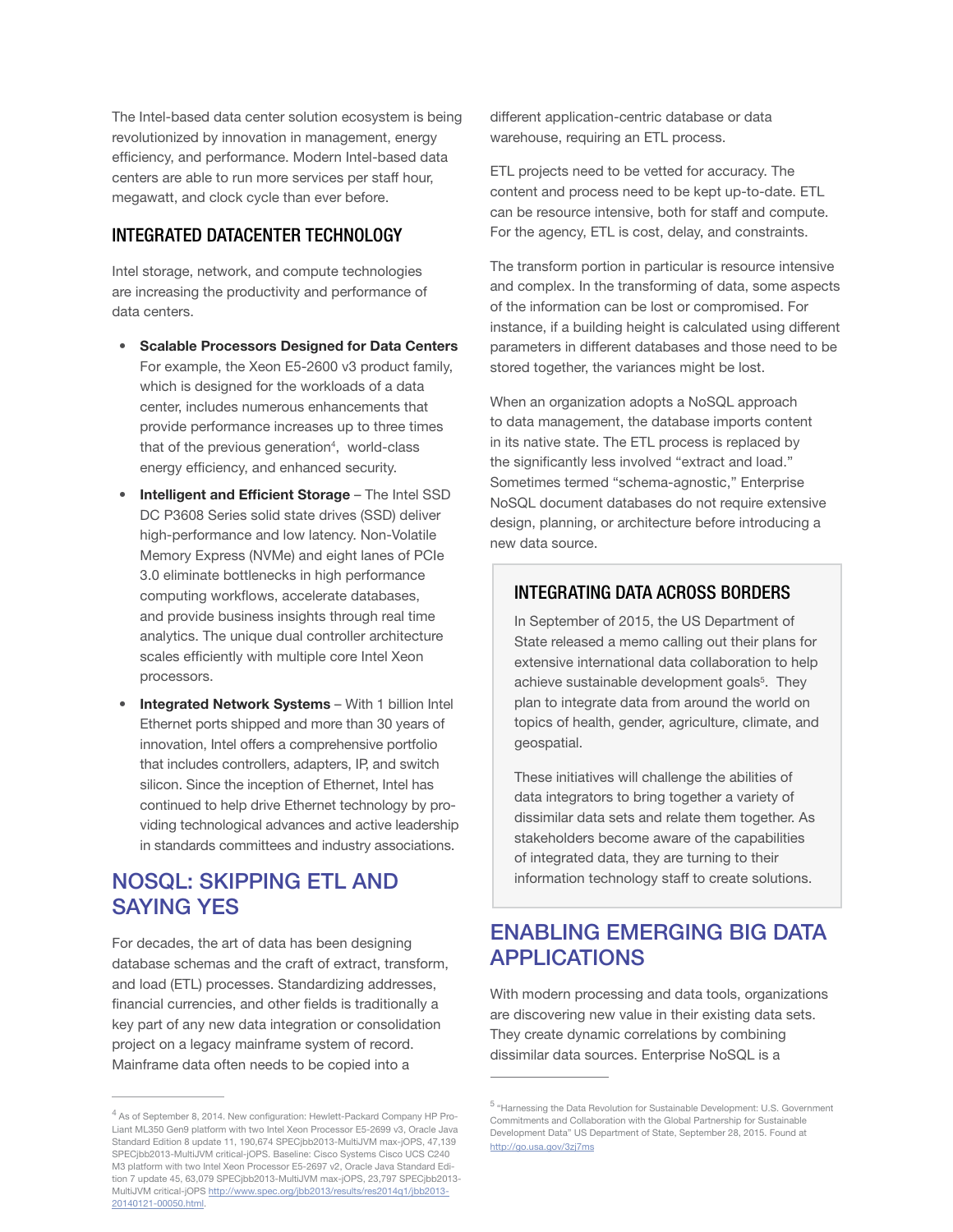The Intel-based data center solution ecosystem is being revolutionized by innovation in management, energy efficiency, and performance. Modern Intel-based data centers are able to run more services per staff hour, megawatt, and clock cycle than ever before.

### INTEGRATED DATACENTER TECHNOLOGY

Intel storage, network, and compute technologies are increasing the productivity and performance of data centers.

- **Scalable Processors Designed for Data Centers** For example, the Xeon E5-2600 v3 product family, which is designed for the workloads of a data center, includes numerous enhancements that provide performance increases up to three times that of the previous generation[4], world-class energy efficiency, and enhanced security.
- **Intelligent and Efficient Storage** – The Intel SSD DC P3608 Series solid state drives (SSD) deliver high-performance and low latency. Non-Volatile Memory Express (NVMe) and eight lanes of PCIe 3.0 eliminate bottlenecks in high performance computing workflows, accelerate databases, and provide business insights through real time analytics. The unique dual controller architecture scales efficiently with multiple core Intel Xeon processors.
- **Integrated Network Systems** – With 1 billion Intel Ethernet ports shipped and more than 30 years of innovation, Intel offers a comprehensive portfolio that includes controllers, adapters, IP, and switch silicon. Since the inception of Ethernet, Intel has continued to help drive Ethernet technology by providing technological advances and active leadership in standards committees and industry associations.

## NOSQL: SKIPPING ETL AND SAYING YES

For decades, the art of data has been designing database schemas and the craft of extract, transform, and load (ETL) processes. Standardizing addresses, financial currencies, and other fields is traditionally a key part of any new data integration or consolidation project on a legacy mainframe system of record. Mainframe data often needs to be copied into a different application-centric database or data warehouse, requiring an ETL process.

ETL projects need to be vetted for accuracy. The content and process need to be kept up-to-date. ETL can be resource intensive, both for staff and compute. For the agency, ETL is cost, delay, and constraints.

The transform portion in particular is resource intensive and complex. In the transforming of data, some aspects of the information can be lost or compromised. For instance, if a building height is calculated using different parameters in different databases and those need to be stored together, the variances might be lost.

When an organization adopts a NoSQL approach to data management, the database imports content in its native state. The ETL process is replaced by the significantly less involved "extract and load." Sometimes termed "schema-agnostic," Enterprise NoSQL document databases do not require extensive design, planning, or architecture before introducing a new data source.

### INTEGRATING DATA ACROSS BORDERS

In September of 2015, the US Department of State released a memo calling out their plans for extensive international data collaboration to help achieve sustainable development goals[5]. They plan to integrate data from around the world on topics of health, gender, agriculture, climate, and geospatial.

These initiatives will challenge the abilities of data integrators to bring together a variety of dissimilar data sets and relate them together. As stakeholders become aware of the capabilities of integrated data, they are turning to their information technology staff to create solutions.

## ENABLING EMERGING BIG DATA APPLICATIONS

With modern processing and data tools, organizations are discovering new value in their existing data sets. They create dynamic correlations by combining dissimilar data sources. Enterprise NoSQL is a

---

[4] As of September 8, 2014. New configuration: Hewlett-Packard Company HP ProLiant ML350 Gen9 platform with two Intel Xeon Processor E5-2699 v3, Oracle Java Standard Edition 8 update 11, 190,674 SPECjbb2013-MultiJVM max-jOPS, 47,139 SPECjbb2013-MultiJVM critical-jOPS. Baseline: Cisco Systems Cisco UCS C240 M3 platform with two Intel Xeon Processor E5-2697 v2, Oracle Java Standard Edition 7 update 45, 63,079 SPECjbb2013-MultiJVM max-jOPS, 23,797 SPECjbb2013-MultiJVM critical-jOPS http://www.spec.org/jbb2013/results/res2014q1/jbb2013-20140121-00050.html.

[5] "Harnessing the Data Revolution for Sustainable Development: U.S. Government Commitments and Collaboration with the Global Partnership for Sustainable Development Data" US Department of State, September 28, 2015. Found at http://go.usa.gov/3zj7ms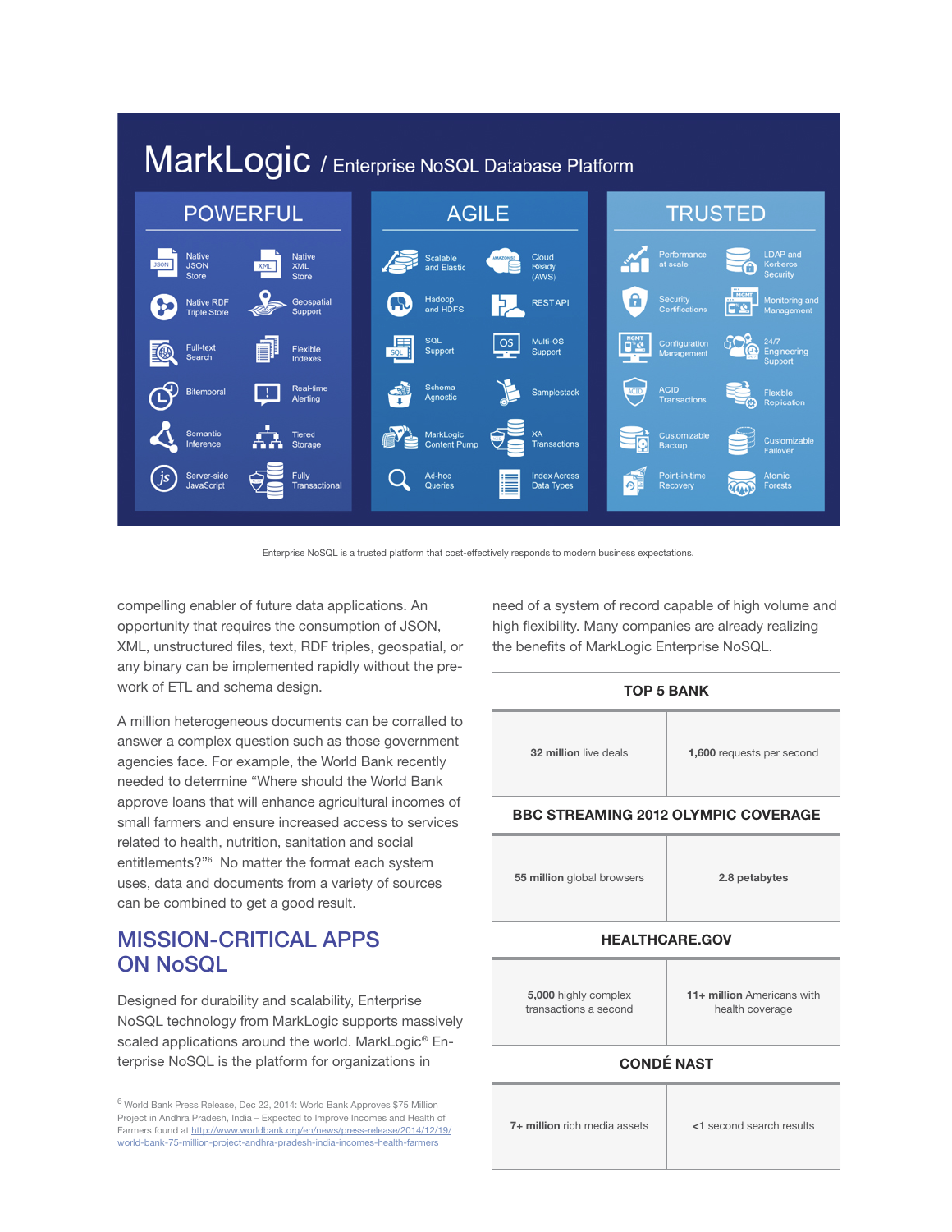# MarkLogic / Enterprise NoSQL Database Platform

| POWERFUL | | AGILE | | TRUSTED | |
|---|---|---|---|---|---|
| Native JSON Store | Native XML Store | Scalable and Elastic | Cloud Ready (AWS) | Performance at scale | LDAP and Kerberos Security |
| Native RDF Triple Store | Geospatial Support | Hadoop and HDFS | REST API | Security Certifications | Monitoring and Management |
| Full-text Search | Flexible Indexes | SQL Support | Multi-OS Support | Configuration Management | 24/7 Engineering Support |
| Bitemporal | Real-time Alerting | Schema Agnostic | Samplestack | ACID Transactions | Flexible Replication |
| Semantic Inference | Tiered Storage | MarkLogic Content Pump | XA Transactions | Customizable Backup | Customizable Failover |
| Server-side JavaScript | Fully Transactional | Ad-hoc Queries | Index Across Data Types | Point-in-time Recovery | Atomic Forests |

Enterprise NoSQL is a trusted platform that cost-effectively responds to modern business expectations.

compelling enabler of future data applications. An opportunity that requires the consumption of JSON, XML, unstructured files, text, RDF triples, geospatial, or any binary can be implemented rapidly without the pre-work of ETL and schema design.

A million heterogeneous documents can be corralled to answer a complex question such as those government agencies face. For example, the World Bank recently needed to determine "Where should the World Bank approve loans that will enhance agricultural incomes of small farmers and ensure increased access to services related to health, nutrition, sanitation and social entitlements?"[6] No matter the format each system uses, data and documents from a variety of sources can be combined to get a good result.

## MISSION-CRITICAL APPS ON NoSQL

Designed for durability and scalability, Enterprise NoSQL technology from MarkLogic supports massively scaled applications around the world. MarkLogic® Enterprise NoSQL is the platform for organizations in need of a system of record capable of high volume and high flexibility. Many companies are already realizing the benefits of MarkLogic Enterprise NoSQL.

| TOP 5 BANK | |
|---|---|
| **32 million** live deals | **1,600** requests per second |

| BBC STREAMING 2012 OLYMPIC COVERAGE | |
|---|---|
| **55 million** global browsers | **2.8 petabytes** |

| HEALTHCARE.GOV | |
|---|---|
| **5,000** highly complex transactions a second | **11+ million** Americans with health coverage |

| CONDÉ NAST | |
|---|---|
| **7+ million** rich media assets | **<1** second search results |

[6] World Bank Press Release, Dec 22, 2014: World Bank Approves $75 Million Project in Andhra Pradesh, India – Expected to Improve Incomes and Health of Farmers found at http://www.worldbank.org/en/news/press-release/2014/12/19/world-bank-75-million-project-andhra-pradesh-india-incomes-health-farmers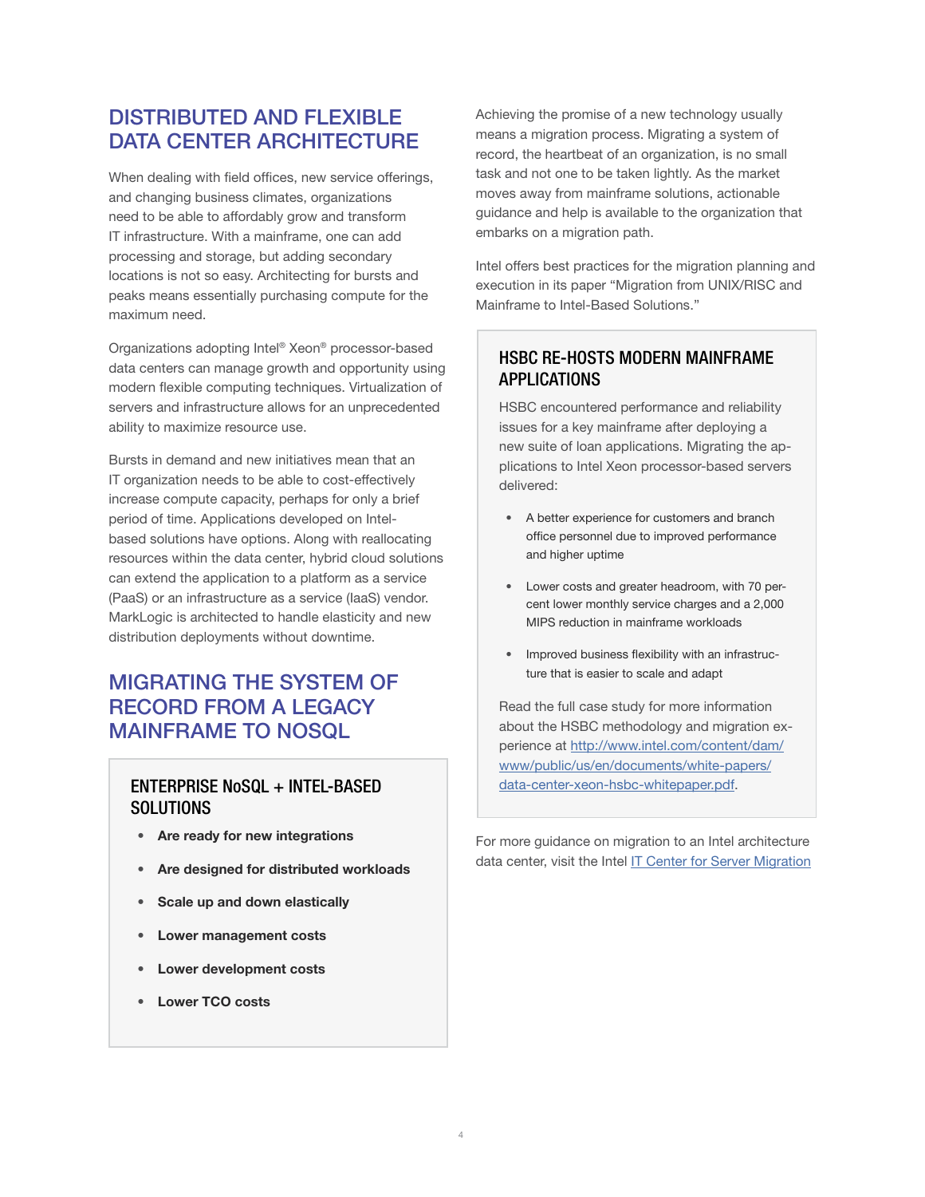## DISTRIBUTED AND FLEXIBLE DATA CENTER ARCHITECTURE

When dealing with field offices, new service offerings, and changing business climates, organizations need to be able to affordably grow and transform IT infrastructure. With a mainframe, one can add processing and storage, but adding secondary locations is not so easy. Architecting for bursts and peaks means essentially purchasing compute for the maximum need.

Organizations adopting Intel® Xeon® processor-based data centers can manage growth and opportunity using modern flexible computing techniques. Virtualization of servers and infrastructure allows for an unprecedented ability to maximize resource use.

Bursts in demand and new initiatives mean that an IT organization needs to be able to cost-effectively increase compute capacity, perhaps for only a brief period of time. Applications developed on Intel-based solutions have options. Along with reallocating resources within the data center, hybrid cloud solutions can extend the application to a platform as a service (PaaS) or an infrastructure as a service (IaaS) vendor. MarkLogic is architected to handle elasticity and new distribution deployments without downtime.

## MIGRATING THE SYSTEM OF RECORD FROM A LEGACY MAINFRAME TO NOSQL

### ENTERPRISE NoSQL + INTEL-BASED SOLUTIONS

- **Are ready for new integrations**
- **Are designed for distributed workloads**
- **Scale up and down elastically**
- **Lower management costs**
- **Lower development costs**
- **Lower TCO costs**

Achieving the promise of a new technology usually means a migration process. Migrating a system of record, the heartbeat of an organization, is no small task and not one to be taken lightly. As the market moves away from mainframe solutions, actionable guidance and help is available to the organization that embarks on a migration path.

Intel offers best practices for the migration planning and execution in its paper "Migration from UNIX/RISC and Mainframe to Intel-Based Solutions."

### HSBC RE-HOSTS MODERN MAINFRAME APPLICATIONS

HSBC encountered performance and reliability issues for a key mainframe after deploying a new suite of loan applications. Migrating the applications to Intel Xeon processor-based servers delivered:

- A better experience for customers and branch office personnel due to improved performance and higher uptime
- Lower costs and greater headroom, with 70 percent lower monthly service charges and a 2,000 MIPS reduction in mainframe workloads
- Improved business flexibility with an infrastructure that is easier to scale and adapt

Read the full case study for more information about the HSBC methodology and migration experience at [http://www.intel.com/content/dam/www/public/us/en/documents/white-papers/data-center-xeon-hsbc-whitepaper.pdf](http://www.intel.com/content/dam/www/public/us/en/documents/white-papers/data-center-xeon-hsbc-whitepaper.pdf).

For more guidance on migration to an Intel architecture data center, visit the Intel [IT Center for Server Migration](#)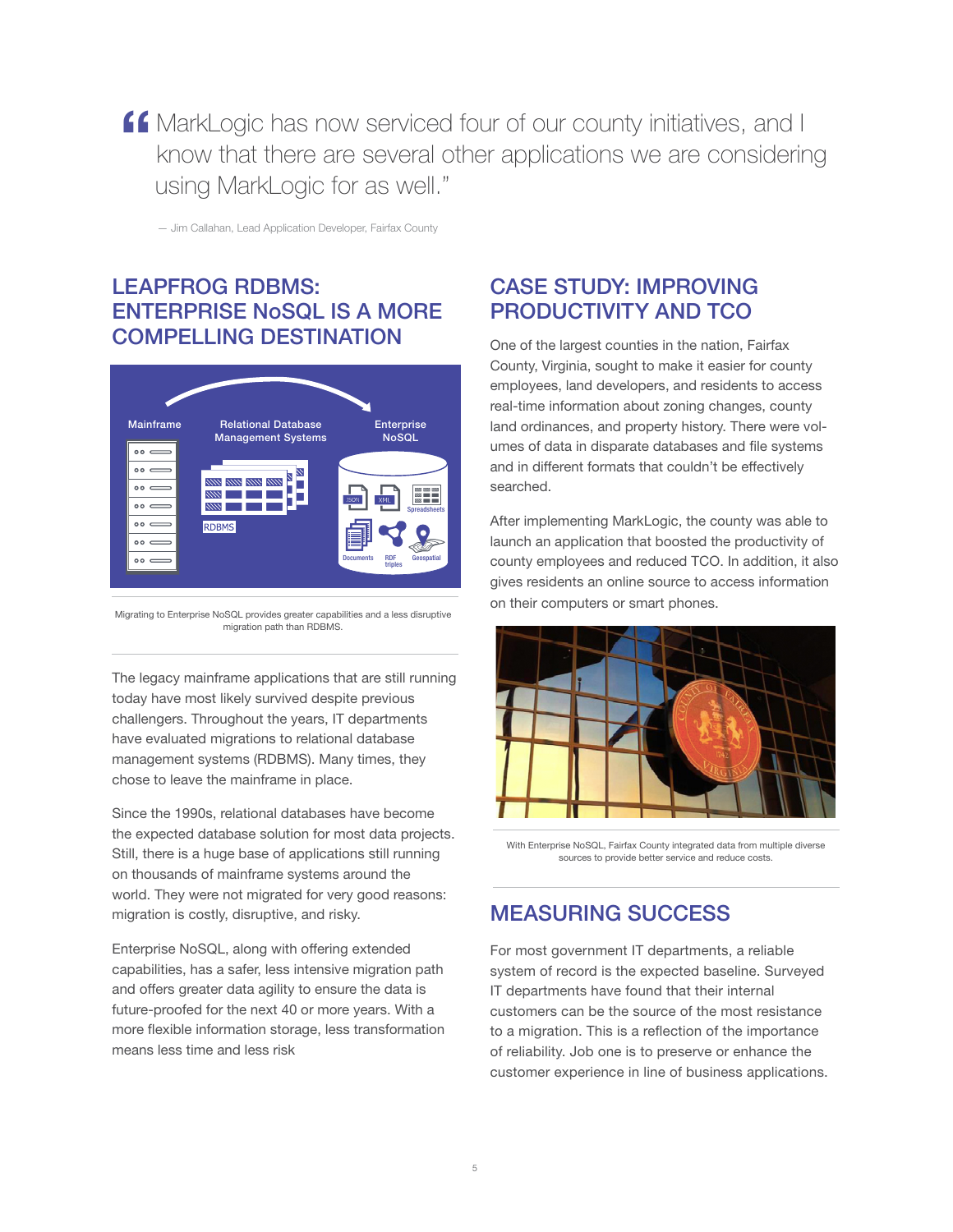> MarkLogic has now serviced four of our county initiatives, and I know that there are several other applications we are considering using MarkLogic for as well."
>
> — Jim Callahan, Lead Application Developer, Fairfax County

## LEAPFROG RDBMS: ENTERPRISE NoSQL IS A MORE COMPELLING DESTINATION

Migrating to Enterprise NoSQL provides greater capabilities and a less disruptive migration path than RDBMS.

The legacy mainframe applications that are still running today have most likely survived despite previous challengers. Throughout the years, IT departments have evaluated migrations to relational database management systems (RDBMS). Many times, they chose to leave the mainframe in place.

Since the 1990s, relational databases have become the expected database solution for most data projects. Still, there is a huge base of applications still running on thousands of mainframe systems around the world. They were not migrated for very good reasons: migration is costly, disruptive, and risky.

Enterprise NoSQL, along with offering extended capabilities, has a safer, less intensive migration path and offers greater data agility to ensure the data is future-proofed for the next 40 or more years. With a more flexible information storage, less transformation means less time and less risk

## CASE STUDY: IMPROVING PRODUCTIVITY AND TCO

One of the largest counties in the nation, Fairfax County, Virginia, sought to make it easier for county employees, land developers, and residents to access real-time information about zoning changes, county land ordinances, and property history. There were volumes of data in disparate databases and file systems and in different formats that couldn't be effectively searched.

After implementing MarkLogic, the county was able to launch an application that boosted the productivity of county employees and reduced TCO. In addition, it also gives residents an online source to access information on their computers or smart phones.

With Enterprise NoSQL, Fairfax County integrated data from multiple diverse sources to provide better service and reduce costs.

## MEASURING SUCCESS

For most government IT departments, a reliable system of record is the expected baseline. Surveyed IT departments have found that their internal customers can be the source of the most resistance to a migration. This is a reflection of the importance of reliability. Job one is to preserve or enhance the customer experience in line of business applications.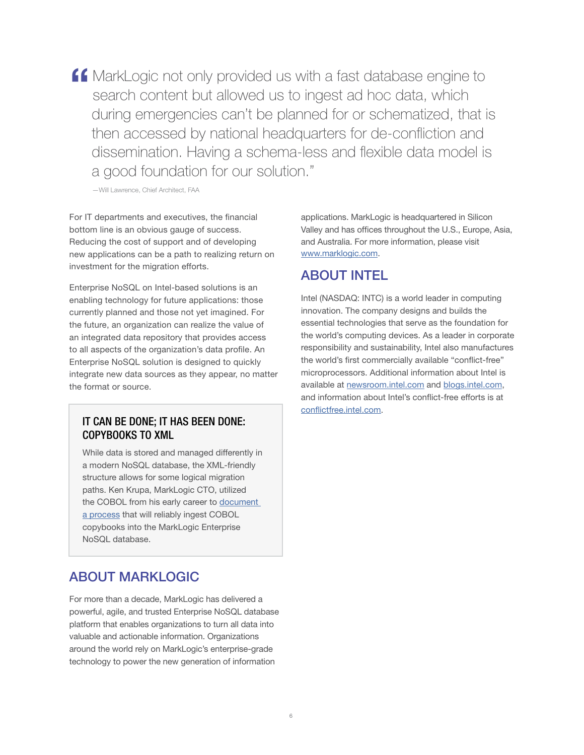> “MarkLogic not only provided us with a fast database engine to search content but allowed us to ingest ad hoc data, which during emergencies can’t be planned for or schematized, that is then accessed by national headquarters for de-confliction and dissemination. Having a schema-less and flexible data model is a good foundation for our solution.”
>
> —Will Lawrence, Chief Architect, FAA

For IT departments and executives, the financial bottom line is an obvious gauge of success. Reducing the cost of support and of developing new applications can be a path to realizing return on investment for the migration efforts.

Enterprise NoSQL on Intel-based solutions is an enabling technology for future applications: those currently planned and those not yet imagined. For the future, an organization can realize the value of an integrated data repository that provides access to all aspects of the organization’s data profile. An Enterprise NoSQL solution is designed to quickly integrate new data sources as they appear, no matter the format or source.

### IT CAN BE DONE; IT HAS BEEN DONE: COPYBOOKS TO XML

While data is stored and managed differently in a modern NoSQL database, the XML-friendly structure allows for some logical migration paths. Ken Krupa, MarkLogic CTO, utilized the COBOL from his early career to document a process that will reliably ingest COBOL copybooks into the MarkLogic Enterprise NoSQL database.

## ABOUT MARKLOGIC

For more than a decade, MarkLogic has delivered a powerful, agile, and trusted Enterprise NoSQL database platform that enables organizations to turn all data into valuable and actionable information. Organizations around the world rely on MarkLogic’s enterprise-grade technology to power the new generation of information applications. MarkLogic is headquartered in Silicon Valley and has offices throughout the U.S., Europe, Asia, and Australia. For more information, please visit www.marklogic.com.

## ABOUT INTEL

Intel (NASDAQ: INTC) is a world leader in computing innovation. The company designs and builds the essential technologies that serve as the foundation for the world’s computing devices. As a leader in corporate responsibility and sustainability, Intel also manufactures the world’s first commercially available “conflict-free” microprocessors. Additional information about Intel is available at newsroom.intel.com and blogs.intel.com, and information about Intel’s conflict-free efforts is at conflictfree.intel.com.